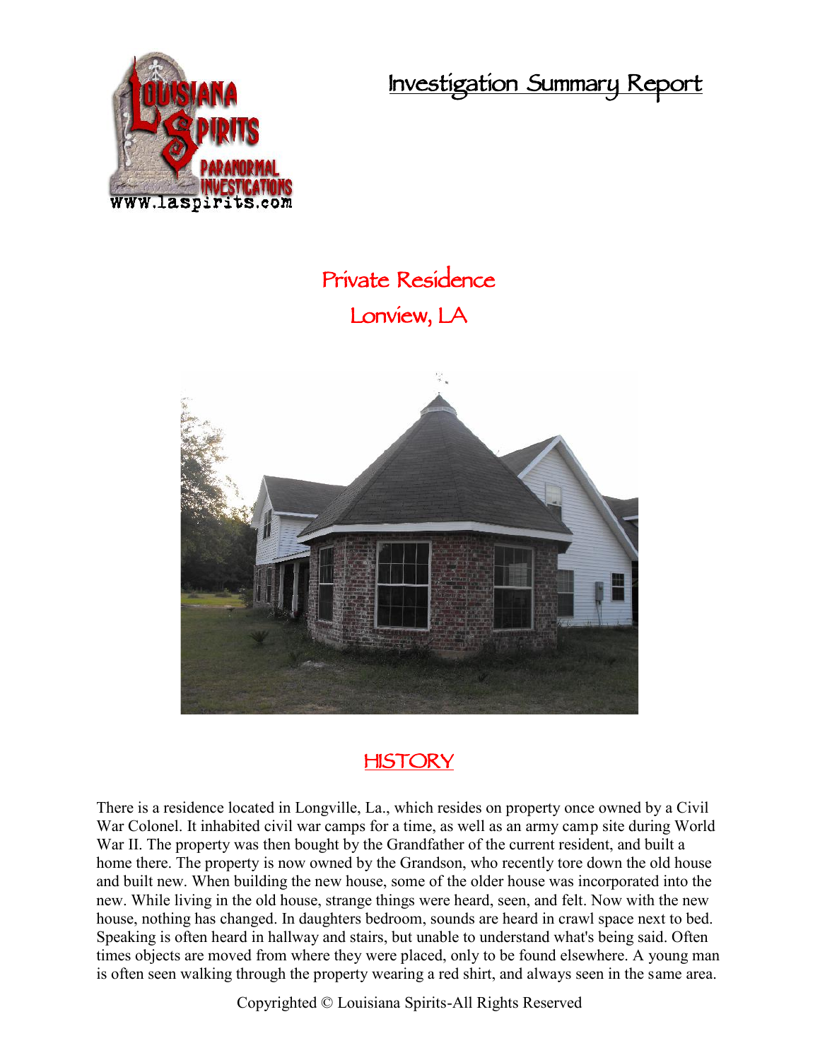# Investigation Summary Report

## Private Residence

## Lonview, LA

## HISTORY

There is a residence located in Longville, La., which resides on property once owned by a Civil War Colonel. It inhabited civil war camps for a time, as well as an army camp site during World War II. The property was then bought by the Grandfather of the current resident, and built a home there. The property is now owned by the Grandson, who recently tore down the old house and built new. When building the new house, some of the older house was incorporated into the new. While living in the old house, strange things were heard, seen, and felt. Now with the new house, nothing has changed. In daughters bedroom, sounds are heard in crawl space next to bed. Speaking is often heard in hallway and stairs, but unable to understand what's being said. Often times objects are moved from where they were placed, only to be found elsewhere. A young man is often seen walking through the property wearing a red shirt, and always seen in the same area.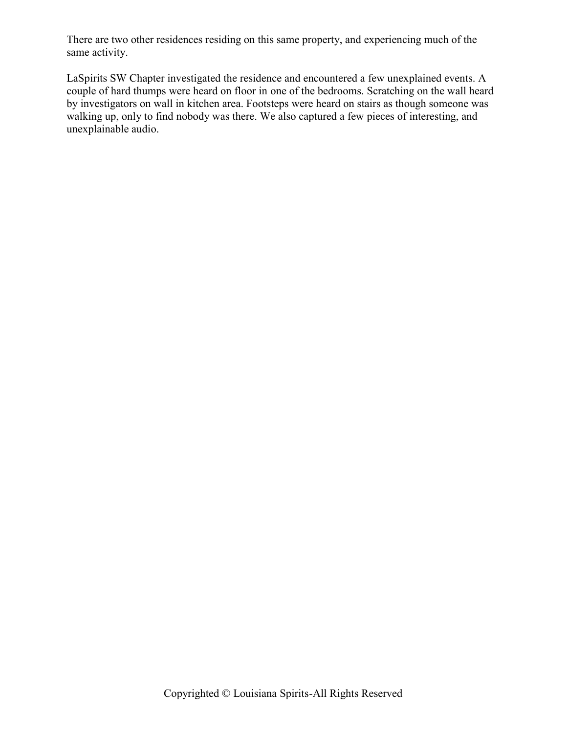There are two other residences residing on this same property, and experiencing much of the same activity.

LaSpirits SW Chapter investigated the residence and encountered a few unexplained events. A couple of hard thumps were heard on floor in one of the bedrooms. Scratching on the wall heard by investigators on wall in kitchen area. Footsteps were heard on stairs as though someone was walking up, only to find nobody was there. We also captured a few pieces of interesting, and unexplainable audio.